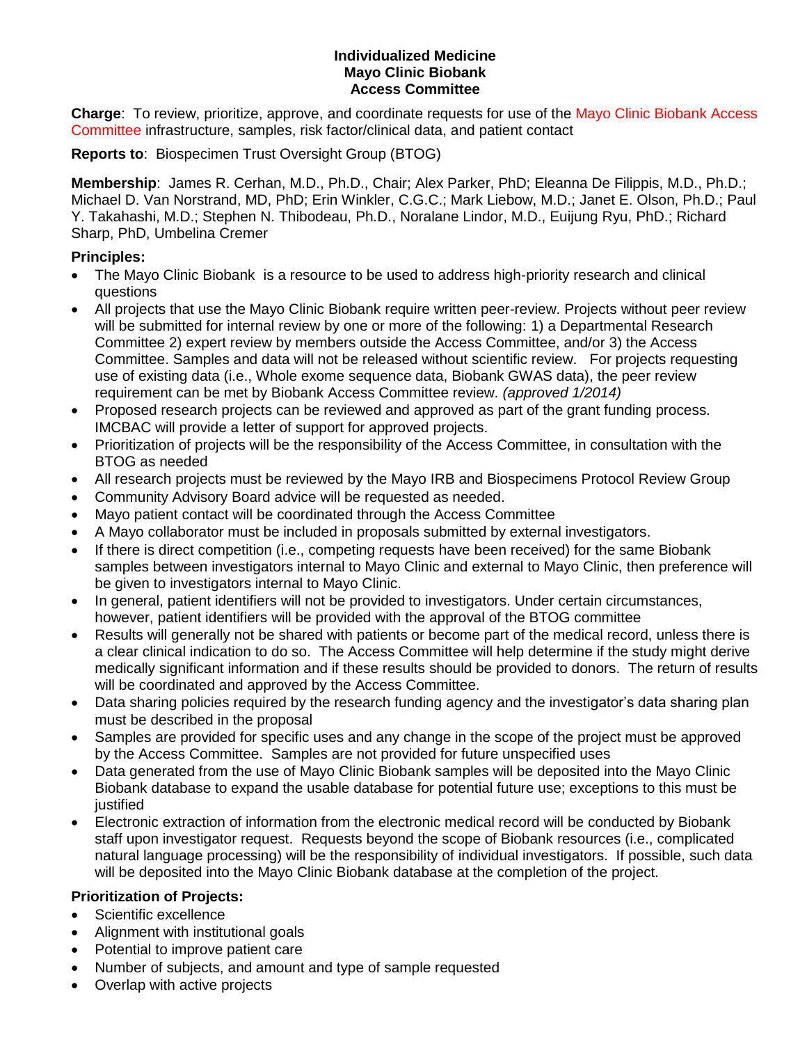**Individualized Medicine**
**Mayo Clinic Biobank**
**Access Committee**

**Charge**: To review, prioritize, approve, and coordinate requests for use of the Mayo Clinic Biobank Access Committee infrastructure, samples, risk factor/clinical data, and patient contact

**Reports to**: Biospecimen Trust Oversight Group (BTOG)

**Membership**: James R. Cerhan, M.D., Ph.D., Chair; Alex Parker, PhD; Eleanna De Filippis, M.D., Ph.D.; Michael D. Van Norstrand, MD, PhD; Erin Winkler, C.G.C.; Mark Liebow, M.D.; Janet E. Olson, Ph.D.; Paul Y. Takahashi, M.D.; Stephen N. Thibodeau, Ph.D., Noralane Lindor, M.D., Euijung Ryu, PhD.; Richard Sharp, PhD, Umbelina Cremer

**Principles:**

- The Mayo Clinic Biobank is a resource to be used to address high-priority research and clinical questions
- All projects that use the Mayo Clinic Biobank require written peer-review. Projects without peer review will be submitted for internal review by one or more of the following: 1) a Departmental Research Committee 2) expert review by members outside the Access Committee, and/or 3) the Access Committee. Samples and data will not be released without scientific review. For projects requesting use of existing data (i.e., Whole exome sequence data, Biobank GWAS data), the peer review requirement can be met by Biobank Access Committee review. *(approved 1/2014)*
- Proposed research projects can be reviewed and approved as part of the grant funding process. IMCBAC will provide a letter of support for approved projects.
- Prioritization of projects will be the responsibility of the Access Committee, in consultation with the BTOG as needed
- All research projects must be reviewed by the Mayo IRB and Biospecimens Protocol Review Group
- Community Advisory Board advice will be requested as needed.
- Mayo patient contact will be coordinated through the Access Committee
- A Mayo collaborator must be included in proposals submitted by external investigators.
- If there is direct competition (i.e., competing requests have been received) for the same Biobank samples between investigators internal to Mayo Clinic and external to Mayo Clinic, then preference will be given to investigators internal to Mayo Clinic.
- In general, patient identifiers will not be provided to investigators. Under certain circumstances, however, patient identifiers will be provided with the approval of the BTOG committee
- Results will generally not be shared with patients or become part of the medical record, unless there is a clear clinical indication to do so. The Access Committee will help determine if the study might derive medically significant information and if these results should be provided to donors. The return of results will be coordinated and approved by the Access Committee.
- Data sharing policies required by the research funding agency and the investigator's data sharing plan must be described in the proposal
- Samples are provided for specific uses and any change in the scope of the project must be approved by the Access Committee. Samples are not provided for future unspecified uses
- Data generated from the use of Mayo Clinic Biobank samples will be deposited into the Mayo Clinic Biobank database to expand the usable database for potential future use; exceptions to this must be justified
- Electronic extraction of information from the electronic medical record will be conducted by Biobank staff upon investigator request. Requests beyond the scope of Biobank resources (i.e., complicated natural language processing) will be the responsibility of individual investigators. If possible, such data will be deposited into the Mayo Clinic Biobank database at the completion of the project.

**Prioritization of Projects:**

- Scientific excellence
- Alignment with institutional goals
- Potential to improve patient care
- Number of subjects, and amount and type of sample requested
- Overlap with active projects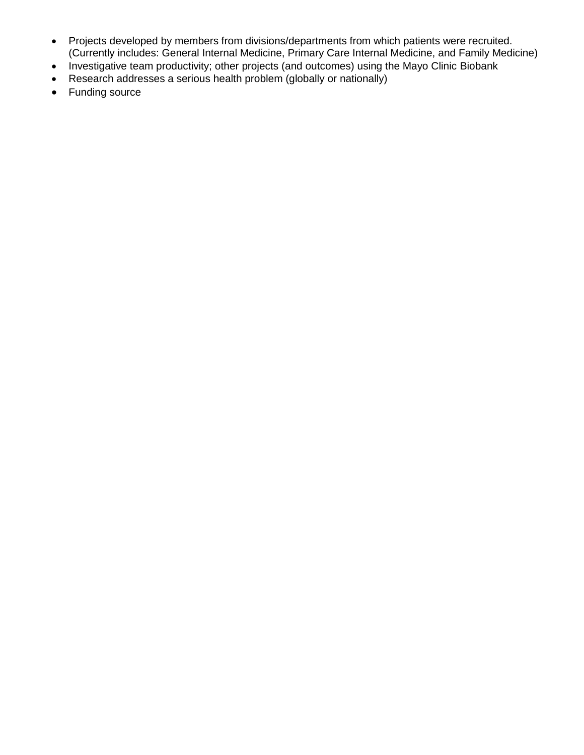- Projects developed by members from divisions/departments from which patients were recruited. (Currently includes: General Internal Medicine, Primary Care Internal Medicine, and Family Medicine)
- Investigative team productivity; other projects (and outcomes) using the Mayo Clinic Biobank
- Research addresses a serious health problem (globally or nationally)
- Funding source